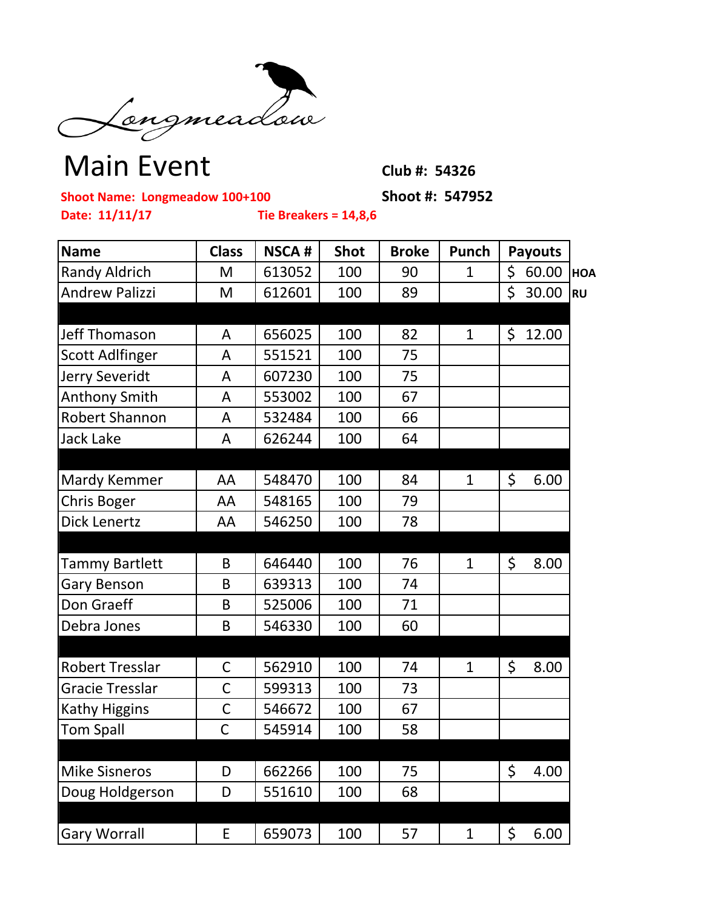Longmeadow

# Main Event

**Club #: 54326**

**Shoot Name: Longmeadow 100+100**

**Shoot #: 547952**

**Date: 11/11/17**

**Tie Breakers = 14,8,6**

| Name | Class | NSCA # | Shot | Broke | Punch | Payouts | |
|---|---|---|---|---|---|---|---|
| Randy Aldrich | M | 613052 | 100 | 90 | 1 | $ 60.00 | HOA |
| Andrew Palizzi | M | 612601 | 100 | 89 | | $ 30.00 | RU |
| | | | | | | | |
| Jeff Thomason | A | 656025 | 100 | 82 | 1 | $ 12.00 | |
| Scott Adlfinger | A | 551521 | 100 | 75 | | | |
| Jerry Severidt | A | 607230 | 100 | 75 | | | |
| Anthony Smith | A | 553002 | 100 | 67 | | | |
| Robert Shannon | A | 532484 | 100 | 66 | | | |
| Jack Lake | A | 626244 | 100 | 64 | | | |
| | | | | | | | |
| Mardy Kemmer | AA | 548470 | 100 | 84 | 1 | $ 6.00 | |
| Chris Boger | AA | 548165 | 100 | 79 | | | |
| Dick Lenertz | AA | 546250 | 100 | 78 | | | |
| | | | | | | | |
| Tammy Bartlett | B | 646440 | 100 | 76 | 1 | $ 8.00 | |
| Gary Benson | B | 639313 | 100 | 74 | | | |
| Don Graeff | B | 525006 | 100 | 71 | | | |
| Debra Jones | B | 546330 | 100 | 60 | | | |
| | | | | | | | |
| Robert Tresslar | C | 562910 | 100 | 74 | 1 | $ 8.00 | |
| Gracie Tresslar | C | 599313 | 100 | 73 | | | |
| Kathy Higgins | C | 546672 | 100 | 67 | | | |
| Tom Spall | C | 545914 | 100 | 58 | | | |
| | | | | | | | |
| Mike Sisneros | D | 662266 | 100 | 75 | | $ 4.00 | |
| Doug Holdgerson | D | 551610 | 100 | 68 | | | |
| | | | | | | | |
| Gary Worrall | E | 659073 | 100 | 57 | 1 | $ 6.00 | |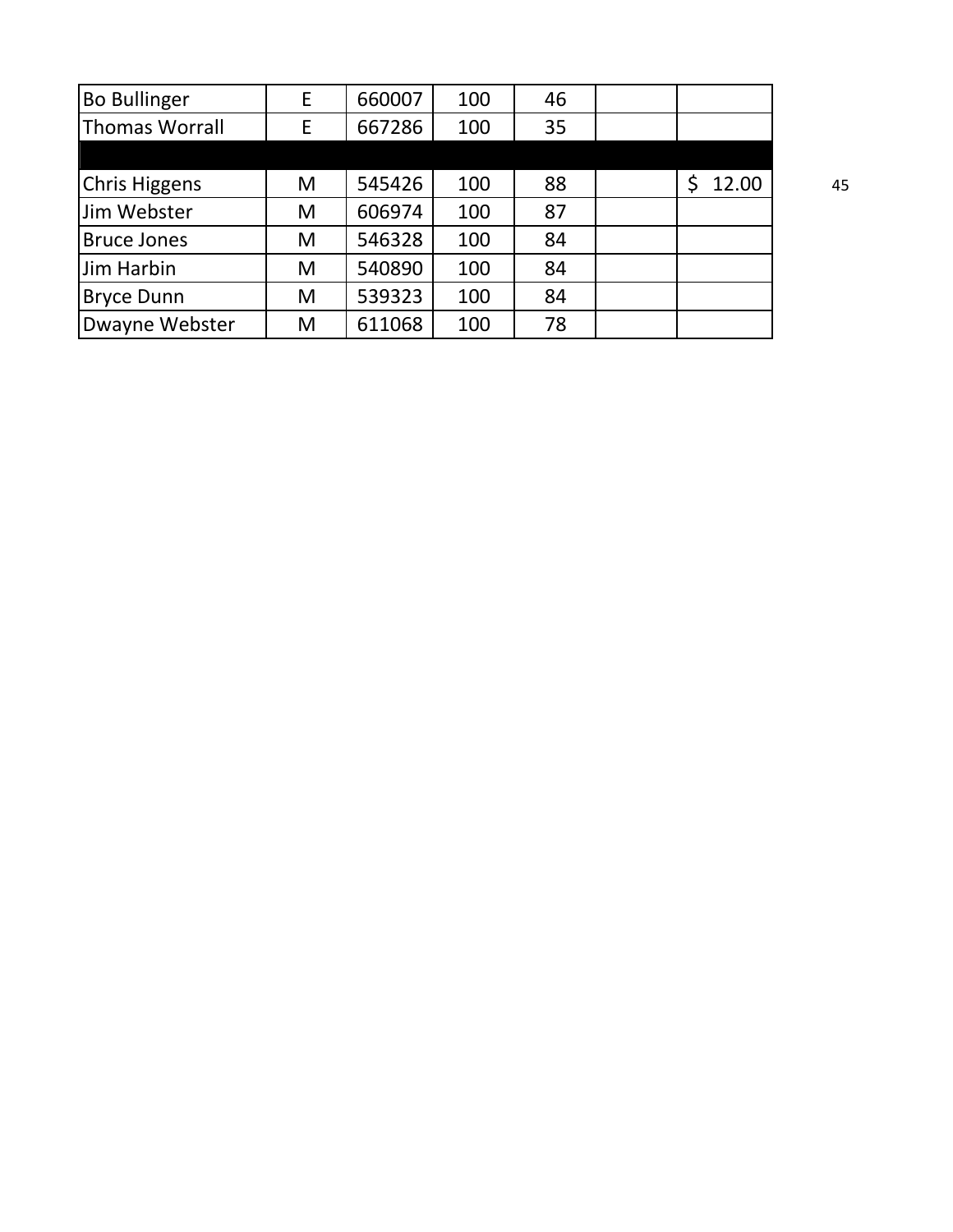| | | | | | | |
|---|---|---|---|---|---|---|
| Bo Bullinger | E | 660007 | 100 | 46 | | |
| Thomas Worrall | E | 667286 | 100 | 35 | | |
| | | | | | | |
| Chris Higgens | M | 545426 | 100 | 88 | | $ 12.00 |
| Jim Webster | M | 606974 | 100 | 87 | | |
| Bruce Jones | M | 546328 | 100 | 84 | | |
| Jim Harbin | M | 540890 | 100 | 84 | | |
| Bryce Dunn | M | 539323 | 100 | 84 | | |
| Dwayne Webster | M | 611068 | 100 | 78 | | |

45